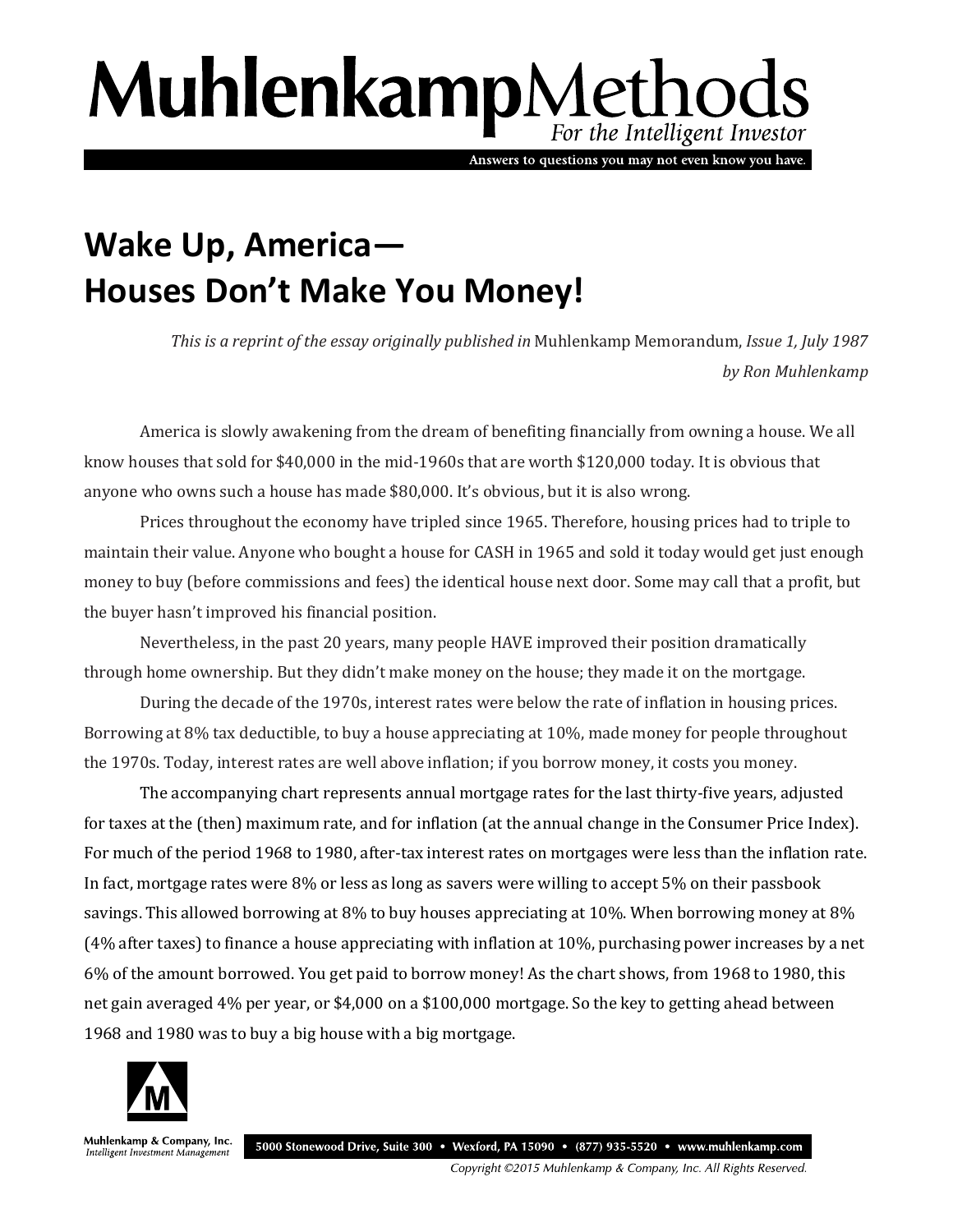# MuhlenkampMethods

*For the Intelligent Investor*

Answers to questions you may not even know you have.

## Wake Up, America— Houses Don't Make You Money!

*This is a reprint of the essay originally published in* Muhlenkamp Memorandum, *Issue 1, July 1987*

*by Ron Muhlenkamp*

America is slowly awakening from the dream of benefiting financially from owning a house. We all know houses that sold for $40,000 in the mid-1960s that are worth $120,000 today. It is obvious that anyone who owns such a house has made $80,000. It's obvious, but it is also wrong.

Prices throughout the economy have tripled since 1965. Therefore, housing prices had to triple to maintain their value. Anyone who bought a house for CASH in 1965 and sold it today would get just enough money to buy (before commissions and fees) the identical house next door. Some may call that a profit, but the buyer hasn't improved his financial position.

Nevertheless, in the past 20 years, many people HAVE improved their position dramatically through home ownership. But they didn't make money on the house; they made it on the mortgage.

During the decade of the 1970s, interest rates were below the rate of inflation in housing prices. Borrowing at 8% tax deductible, to buy a house appreciating at 10%, made money for people throughout the 1970s. Today, interest rates are well above inflation; if you borrow money, it costs you money.

The accompanying chart represents annual mortgage rates for the last thirty-five years, adjusted for taxes at the (then) maximum rate, and for inflation (at the annual change in the Consumer Price Index). For much of the period 1968 to 1980, after-tax interest rates on mortgages were less than the inflation rate. In fact, mortgage rates were 8% or less as long as savers were willing to accept 5% on their passbook savings. This allowed borrowing at 8% to buy houses appreciating at 10%. When borrowing money at 8% (4% after taxes) to finance a house appreciating with inflation at 10%, purchasing power increases by a net 6% of the amount borrowed. You get paid to borrow money! As the chart shows, from 1968 to 1980, this net gain averaged 4% per year, or $4,000 on a $100,000 mortgage. So the key to getting ahead between 1968 and 1980 was to buy a big house with a big mortgage.

Muhlenkamp & Company, Inc.
*Intelligent Investment Management*

5000 Stonewood Drive, Suite 300 • Wexford, PA 15090 • (877) 935-5520 • www.muhlenkamp.com

*Copyright ©2015 Muhlenkamp & Company, Inc. All Rights Reserved.*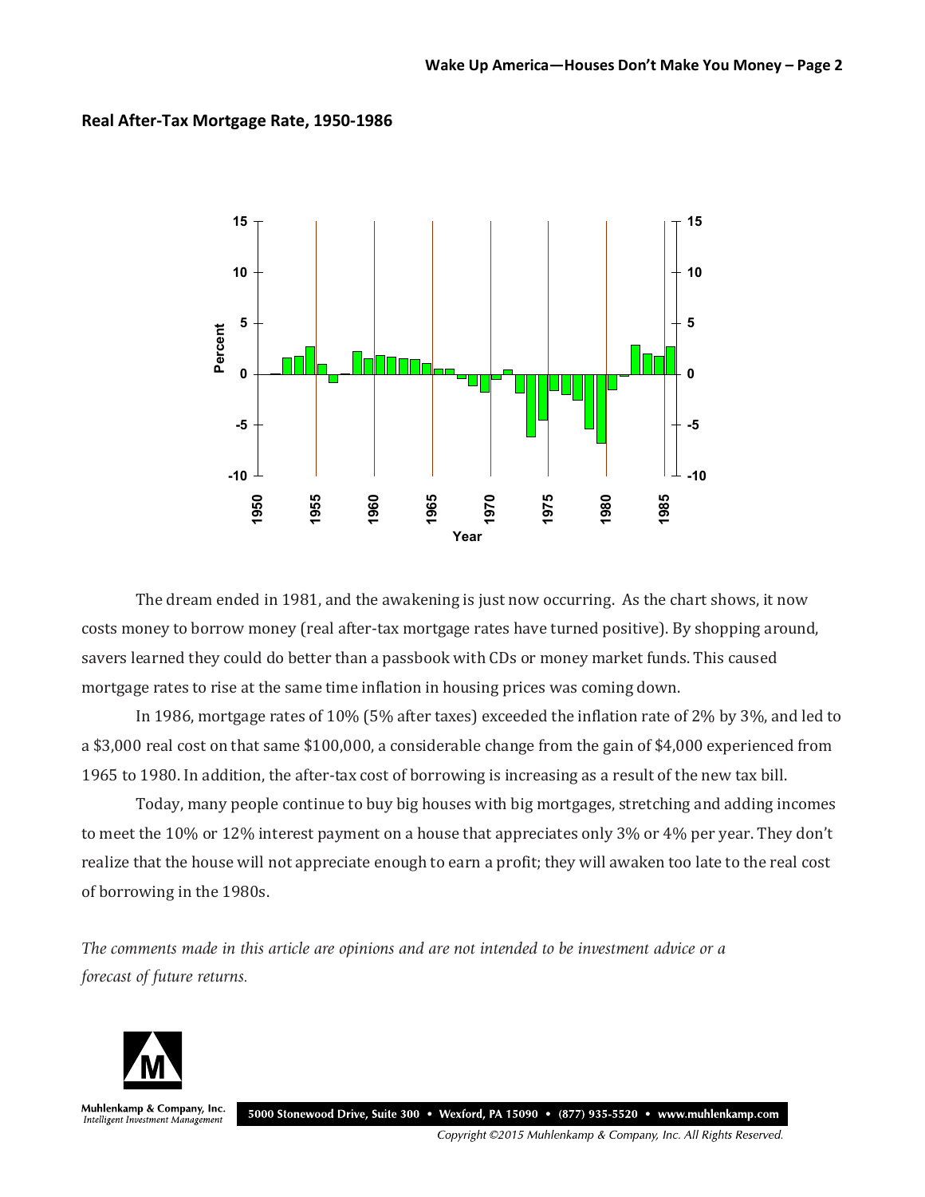**Real After-Tax Mortgage Rate, 1950-1986**

15
10
5
0
-5
-10

Percent

1950
1955
1960
1965
1970
1975
1980
1985

Year

The dream ended in 1981, and the awakening is just now occurring. As the chart shows, it now costs money to borrow money (real after-tax mortgage rates have turned positive). By shopping around, savers learned they could do better than a passbook with CDs or money market funds. This caused mortgage rates to rise at the same time inflation in housing prices was coming down.

In 1986, mortgage rates of 10% (5% after taxes) exceeded the inflation rate of 2% by 3%, and led to a $3,000 real cost on that same $100,000, a considerable change from the gain of $4,000 experienced from 1965 to 1980. In addition, the after-tax cost of borrowing is increasing as a result of the new tax bill.

Today, many people continue to buy big houses with big mortgages, stretching and adding incomes to meet the 10% or 12% interest payment on a house that appreciates only 3% or 4% per year. They don't realize that the house will not appreciate enough to earn a profit; they will awaken too late to the real cost of borrowing in the 1980s.

*The comments made in this article are opinions and are not intended to be investment advice or a forecast of future returns.*

Muhlenkamp & Company, Inc.
*Intelligent Investment Management*

5000 Stonewood Drive, Suite 300 • Wexford, PA 15090 • (877) 935-5520 • www.muhlenkamp.com

*Copyright ©2015 Muhlenkamp & Company, Inc. All Rights Reserved.*